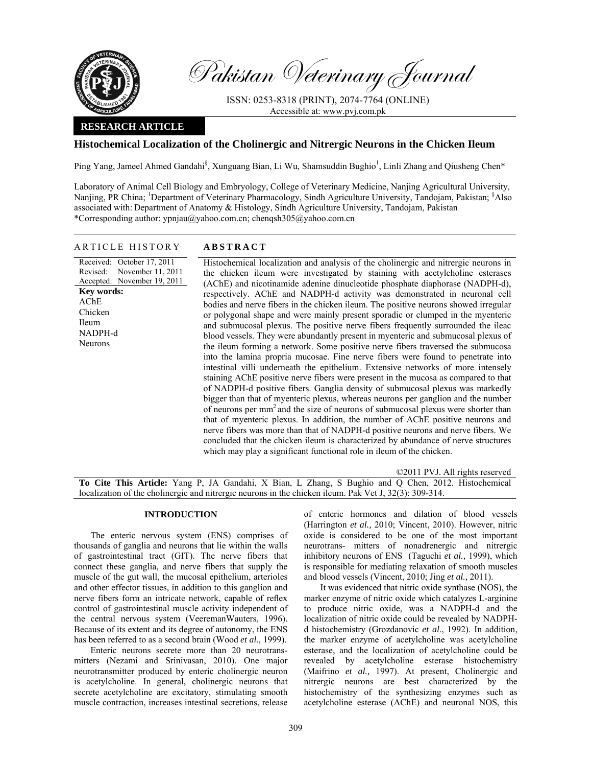# Histochemical Localization of the Cholinergic and Nitrergic Neurons in the Chicken Ileum

Ping Yang, Jameel Ahmed Gandahi[§], Xunguang Bian, Li Wu, Shamsuddin Bughio[1], Linli Zhang and Qiusheng Chen*

Laboratory of Animal Cell Biology and Embryology, College of Veterinary Medicine, Nanjing Agricultural University, Nanjing, PR China; [1]Department of Veterinary Pharmacology, Sindh Agriculture University, Tandojam, Pakistan; [§]Also associated with: Department of Anatomy & Histology, Sindh Agriculture University, Tandojam, Pakistan
*Corresponding author: ypnjau@yahoo.com.cn; chenqsh305@yahoo.com.cn

## ARTICLE HISTORY

Received: October 17, 2011
Revised: November 11, 2011
Accepted: November 19, 2011

**Key words:**
AChE
Chicken
Ileum
NADPH-d
Neurons

## ABSTRACT

Histochemical localization and analysis of the cholinergic and nitrergic neurons in the chicken ileum were investigated by staining with acetylcholine esterases (AChE) and nicotinamide adenine dinucleotide phosphate diaphorase (NADPH-d), respectively. AChE and NADPH-d activity was demonstrated in neuronal cell bodies and nerve fibers in the chicken ileum. The positive neurons showed irregular or polygonal shape and were mainly present sporadic or clumped in the myenteric and submucosal plexus. The positive nerve fibers frequently surrounded the ileac blood vessels. They were abundantly present in myenteric and submucosal plexus of the ileum forming a network. Some positive nerve fibers traversed the submucosa into the lamina propria mucosae. Fine nerve fibers were found to penetrate into intestinal villi underneath the epithelium. Extensive networks of more intensely staining AChE positive nerve fibers were present in the mucosa as compared to that of NADPH-d positive fibers. Ganglia density of submucosal plexus was markedly bigger than that of myenteric plexus, whereas neurons per ganglion and the number of neurons per mm$^2$ and the size of neurons of submucosal plexus were shorter than that of myenteric plexus. In addition, the number of AChE positive neurons and nerve fibers was more than that of NADPH-d positive neurons and nerve fibers. We concluded that the chicken ileum is characterized by abundance of nerve structures which may play a significant functional role in ileum of the chicken.

©2011 PVJ. All rights reserved

**To Cite This Article:** Yang P, JA Gandahi, X Bian, L Zhang, S Bughio and Q Chen, 2012. Histochemical localization of the cholinergic and nitrergic neurons in the chicken ileum. Pak Vet J, 32(3): 309-314.

## INTRODUCTION

The enteric nervous system (ENS) comprises of thousands of ganglia and neurons that lie within the walls of gastrointestinal tract (GIT). The nerve fibers that connect these ganglia, and nerve fibers that supply the muscle of the gut wall, the mucosal epithelium, arterioles and other effector tissues, in addition to this ganglion and nerve fibers form an intricate network, capable of reflex control of gastrointestinal muscle activity independent of the central nervous system (VeeremanWauters, 1996). Because of its extent and its degree of autonomy, the ENS has been referred to as a second brain (Wood *et al.,* 1999).

Enteric neurons secrete more than 20 neurotransmitters (Nezami and Srinivasan, 2010). One major neurotransmitter produced by enteric cholinergic neuron is acetylcholine. In general, cholinergic neurons that secrete acetylcholine are excitatory, stimulating smooth muscle contraction, increases intestinal secretions, release of enteric hormones and dilation of blood vessels (Harrington *et al.,* 2010; Vincent, 2010). However, nitric oxide is considered to be one of the most important neurotrans- mitters of nonadrenergic and nitrergic inhibitory neurons of ENS (Taguchi *et al.,* 1999), which is responsible for mediating relaxation of smooth muscles and blood vessels (Vincent, 2010; Jing *et al.,* 2011).

It was evidenced that nitric oxide synthase (NOS), the marker enzyme of nitric oxide which catalyzes L-arginine to produce nitric oxide, was a NADPH-d and the localization of nitric oxide could be revealed by NADPH-d histochemistry (Grozdanovic *et al*., 1992). In addition, the marker enzyme of acetylcholine was acetylcholine esterase, and the localization of acetylcholine could be revealed by acetylcholine esterase histochemistry (Maifrino *et al.,* 1997). At present, Cholinergic and nitrergic neurons are best characterized by the histochemistry of the synthesizing enzymes such as acetylcholine esterase (AChE) and neuronal NOS, this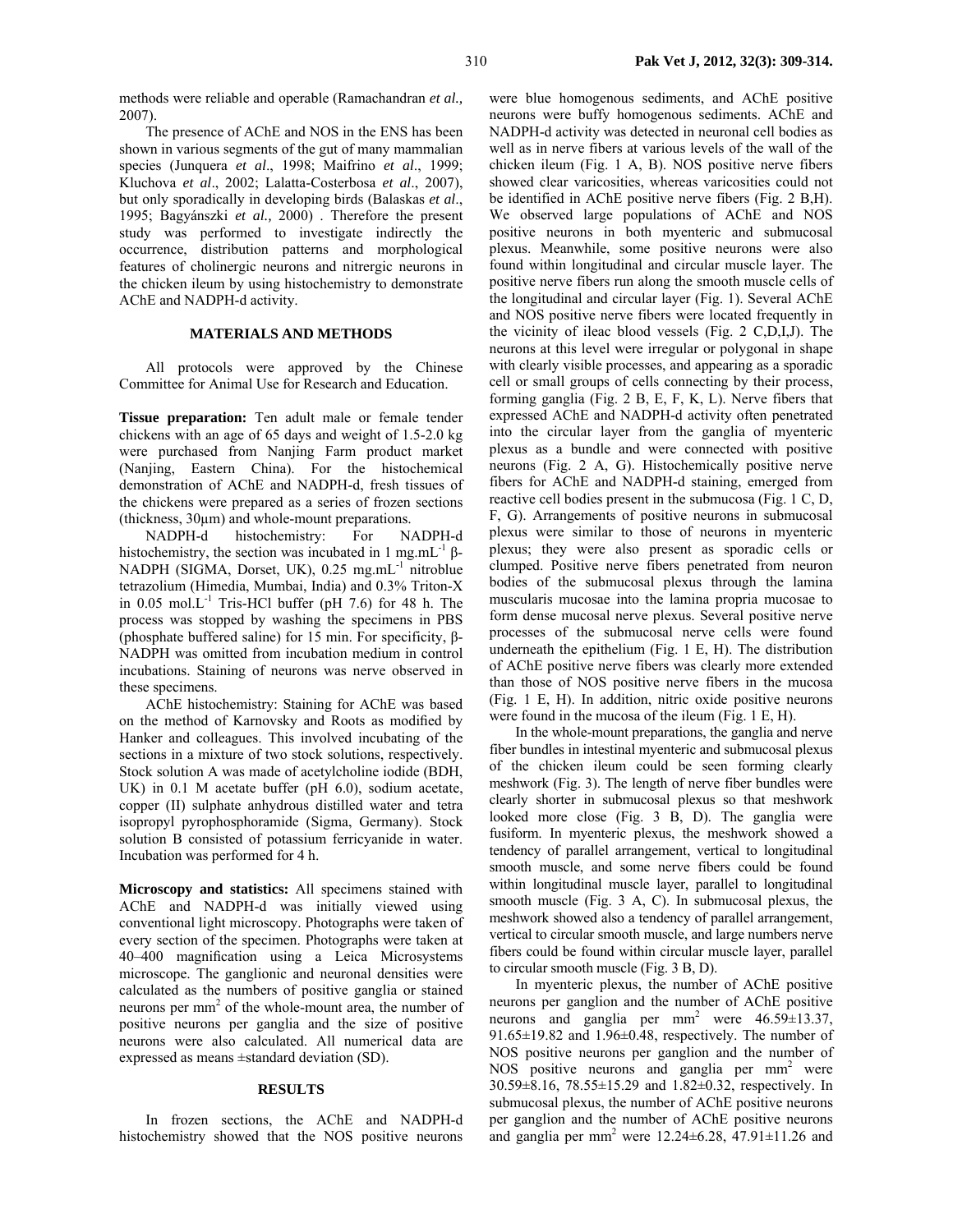methods were reliable and operable (Ramachandran *et al.,* 2007).

The presence of AChE and NOS in the ENS has been shown in various segments of the gut of many mammalian species (Junquera *et al*., 1998; Maifrino *et al*., 1999; Kluchova *et al*., 2002; Lalatta-Costerbosa *et al*., 2007), but only sporadically in developing birds (Balaskas *et al*., 1995; Bagyánszki *et al.,* 2000) . Therefore the present study was performed to investigate indirectly the occurrence, distribution patterns and morphological features of cholinergic neurons and nitrergic neurons in the chicken ileum by using histochemistry to demonstrate AChE and NADPH-d activity.

## MATERIALS AND METHODS

All protocols were approved by the Chinese Committee for Animal Use for Research and Education.

**Tissue preparation:** Ten adult male or female tender chickens with an age of 65 days and weight of 1.5-2.0 kg were purchased from Nanjing Farm product market (Nanjing, Eastern China). For the histochemical demonstration of AChE and NADPH-d, fresh tissues of the chickens were prepared as a series of frozen sections (thickness, 30µm) and whole-mount preparations.

NADPH-d histochemistry: For NADPH-d histochemistry, the section was incubated in 1 mg.mL$^{-1}$ β-NADPH (SIGMA, Dorset, UK), 0.25 mg.mL$^{-1}$ nitroblue tetrazolium (Himedia, Mumbai, India) and 0.3% Triton-X in 0.05 mol.L$^{-1}$ Tris-HCl buffer (pH 7.6) for 48 h. The process was stopped by washing the specimens in PBS (phosphate buffered saline) for 15 min. For specificity, β-NADPH was omitted from incubation medium in control incubations. Staining of neurons was nerve observed in these specimens.

AChE histochemistry: Staining for AChE was based on the method of Karnovsky and Roots as modified by Hanker and colleagues. This involved incubating of the sections in a mixture of two stock solutions, respectively. Stock solution A was made of acetylcholine iodide (BDH, UK) in 0.1 M acetate buffer (pH 6.0), sodium acetate, copper (II) sulphate anhydrous distilled water and tetra isopropyl pyrophosphoramide (Sigma, Germany). Stock solution B consisted of potassium ferricyanide in water. Incubation was performed for 4 h.

**Microscopy and statistics:** All specimens stained with AChE and NADPH-d was initially viewed using conventional light microscopy. Photographs were taken of every section of the specimen. Photographs were taken at 40–400 magnification using a Leica Microsystems microscope. The ganglionic and neuronal densities were calculated as the numbers of positive ganglia or stained neurons per mm$^2$ of the whole-mount area, the number of positive neurons per ganglia and the size of positive neurons were also calculated. All numerical data are expressed as means ±standard deviation (SD).

## RESULTS

In frozen sections, the AChE and NADPH-d histochemistry showed that the NOS positive neurons were blue homogenous sediments, and AChE positive neurons were buffy homogenous sediments. AChE and NADPH-d activity was detected in neuronal cell bodies as well as in nerve fibers at various levels of the wall of the chicken ileum (Fig. 1 A, B). NOS positive nerve fibers showed clear varicosities, whereas varicosities could not be identified in AChE positive nerve fibers (Fig. 2 B,H). We observed large populations of AChE and NOS positive neurons in both myenteric and submucosal plexus. Meanwhile, some positive neurons were also found within longitudinal and circular muscle layer. The positive nerve fibers run along the smooth muscle cells of the longitudinal and circular layer (Fig. 1). Several AChE and NOS positive nerve fibers were located frequently in the vicinity of ileac blood vessels (Fig. 2 C,D,I,J). The neurons at this level were irregular or polygonal in shape with clearly visible processes, and appearing as a sporadic cell or small groups of cells connecting by their process, forming ganglia (Fig. 2 B, E, F, K, L). Nerve fibers that expressed AChE and NADPH-d activity often penetrated into the circular layer from the ganglia of myenteric plexus as a bundle and were connected with positive neurons (Fig. 2 A, G). Histochemically positive nerve fibers for AChE and NADPH-d staining, emerged from reactive cell bodies present in the submucosa (Fig. 1 C, D, F, G). Arrangements of positive neurons in submucosal plexus were similar to those of neurons in myenteric plexus; they were also present as sporadic cells or clumped. Positive nerve fibers penetrated from neuron bodies of the submucosal plexus through the lamina muscularis mucosae into the lamina propria mucosae to form dense mucosal nerve plexus. Several positive nerve processes of the submucosal nerve cells were found underneath the epithelium (Fig. 1 E, H). The distribution of AChE positive nerve fibers was clearly more extended than those of NOS positive nerve fibers in the mucosa (Fig. 1 E, H). In addition, nitric oxide positive neurons were found in the mucosa of the ileum (Fig. 1 E, H).

In the whole-mount preparations, the ganglia and nerve fiber bundles in intestinal myenteric and submucosal plexus of the chicken ileum could be seen forming clearly meshwork (Fig. 3). The length of nerve fiber bundles were clearly shorter in submucosal plexus so that meshwork looked more close (Fig. 3 B, D). The ganglia were fusiform. In myenteric plexus, the meshwork showed a tendency of parallel arrangement, vertical to longitudinal smooth muscle, and some nerve fibers could be found within longitudinal muscle layer, parallel to longitudinal smooth muscle (Fig. 3 A, C). In submucosal plexus, the meshwork showed also a tendency of parallel arrangement, vertical to circular smooth muscle, and large numbers nerve fibers could be found within circular muscle layer, parallel to circular smooth muscle (Fig. 3 B, D).

In myenteric plexus, the number of AChE positive neurons per ganglion and the number of AChE positive neurons and ganglia per mm$^2$ were 46.59±13.37, 91.65±19.82 and 1.96±0.48, respectively. The number of NOS positive neurons per ganglion and the number of NOS positive neurons and ganglia per mm$^2$ were 30.59±8.16, 78.55±15.29 and 1.82±0.32, respectively. In submucosal plexus, the number of AChE positive neurons per ganglion and the number of AChE positive neurons and ganglia per mm$^2$ were 12.24±6.28, 47.91±11.26 and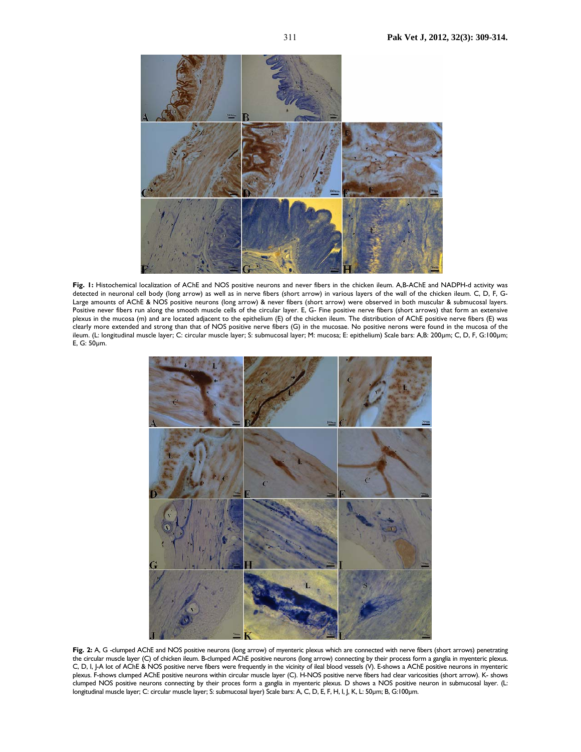**Fig. 1:** Histochemical localization of AChE and NOS positive neurons and never fibers in the chicken ileum. A,B-AChE and NADPH-d activity was detected in neuronal cell body (long arrow) as well as in nerve fibers (short arrow) in various layers of the wall of the chicken ileum. C, D, F, G-Large amounts of AChE & NOS positive neurons (long arrow) & never fibers (short arrow) were observed in both muscular & submucosal layers. Positive never fibers run along the smooth muscle cells of the circular layer. E, G- Fine positive nerve fibers (short arrows) that form an extensive plexus in the mucosa (m) and are located adjacent to the epithelium (E) of the chicken ileum. The distribution of AChE positive nerve fibers (E) was clearly more extended and strong than that of NOS positive nerve fibers (G) in the mucosae. No positive nerons were found in the mucosa of the ileum. (L: longitudinal muscle layer; C: circular muscle layer; S: submucosal layer; M: mucosa; E: epithelium) Scale bars: A,B: 200µm; C, D, F, G:100µm; E, G: 50µm.

**Fig. 2:** A, G -clumped AChE and NOS positive neurons (long arrow) of myenteric plexus which are connected with nerve fibers (short arrows) penetrating the circular muscle layer (C) of chicken ileum. B-clumped AChE positive neurons (long arrow) connecting by their process form a ganglia in myenteric plexus. C, D, I, J-A lot of AChE & NOS positive nerve fibers were frequently in the vicinity of ileal blood vessels (V). E-shows a AChE positive neurons in myenteric plexus. F-shows clumped AChE positive neurons within circular muscle layer (C). H-NOS positive nerve fibers had clear varicosities (short arrow). K- shows clumped NOS positive neurons connecting by their proces form a ganglia in myenteric plexus. D shows a NOS positive neuron in submucosal layer. (L: longitudinal muscle layer; C: circular muscle layer; S: submucosal layer) Scale bars: A, C, D, E, F, H, I, J, K, L: 50µm; B, G:100µm.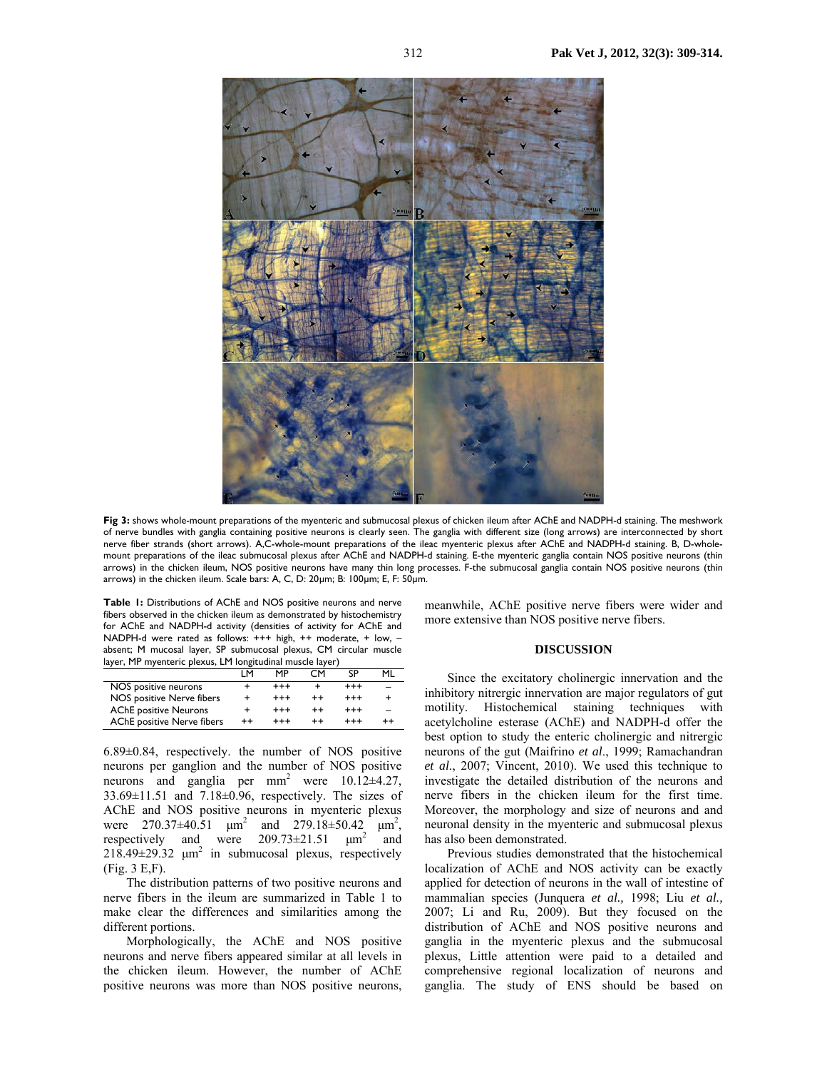Fig 3: shows whole-mount preparations of the myenteric and submucosal plexus of chicken ileum after AChE and NADPH-d staining. The meshwork of nerve bundles with ganglia containing positive neurons is clearly seen. The ganglia with different size (long arrows) are interconnected by short nerve fiber strands (short arrows). A,C-whole-mount preparations of the ileac myenteric plexus after AChE and NADPH-d staining. B, D-whole-mount preparations of the ileac submucosal plexus after AChE and NADPH-d staining. E-the myenteric ganglia contain NOS positive neurons (thin arrows) in the chicken ileum, NOS positive neurons have many thin long processes. F-the submucosal ganglia contain NOS positive neurons (thin arrows) in the chicken ileum. Scale bars: A, C, D: 20μm; B: 100μm; E, F: 50μm.

**Table 1:** Distributions of AChE and NOS positive neurons and nerve fibers observed in the chicken ileum as demonstrated by histochemistry for AChE and NADPH-d activity (densities of activity for AChE and NADPH-d were rated as follows: +++ high, ++ moderate, + low, – absent; M mucosal layer, SP submucosal plexus, CM circular muscle layer, MP myenteric plexus, LM longitudinal muscle layer)

| | LM | MP | CM | SP | ML |
|---|---|---|---|---|---|
| NOS positive neurons | + | +++ | + | +++ | – |
| NOS positive Nerve fibers | + | +++ | ++ | +++ | + |
| AChE positive Neurons | + | +++ | ++ | +++ | – |
| AChE positive Nerve fibers | ++ | +++ | ++ | +++ | ++ |

6.89±0.84, respectively. the number of NOS positive neurons per ganglion and the number of NOS positive neurons and ganglia per mm$^2$ were 10.12±4.27, 33.69±11.51 and 7.18±0.96, respectively. The sizes of AChE and NOS positive neurons in myenteric plexus were 270.37±40.51 μm$^2$ and 279.18±50.42 μm$^2$, respectively and were 209.73±21.51 μm$^2$ and 218.49±29.32 μm$^2$ in submucosal plexus, respectively (Fig. 3 E,F).

The distribution patterns of two positive neurons and nerve fibers in the ileum are summarized in Table 1 to make clear the differences and similarities among the different portions.

Morphologically, the AChE and NOS positive neurons and nerve fibers appeared similar at all levels in the chicken ileum. However, the number of AChE positive neurons was more than NOS positive neurons, meanwhile, AChE positive nerve fibers were wider and more extensive than NOS positive nerve fibers.

## DISCUSSION

Since the excitatory cholinergic innervation and the inhibitory nitrergic innervation are major regulators of gut motility. Histochemical staining techniques with acetylcholine esterase (AChE) and NADPH-d offer the best option to study the enteric cholinergic and nitrergic neurons of the gut (Maifrino *et al*., 1999; Ramachandran *et al*., 2007; Vincent, 2010). We used this technique to investigate the detailed distribution of the neurons and nerve fibers in the chicken ileum for the first time. Moreover, the morphology and size of neurons and and neuronal density in the myenteric and submucosal plexus has also been demonstrated.

Previous studies demonstrated that the histochemical localization of AChE and NOS activity can be exactly applied for detection of neurons in the wall of intestine of mammalian species (Junquera *et al.,* 1998; Liu *et al.,* 2007; Li and Ru, 2009). But they focused on the distribution of AChE and NOS positive neurons and ganglia in the myenteric plexus and the submucosal plexus, Little attention were paid to a detailed and comprehensive regional localization of neurons and ganglia. The study of ENS should be based on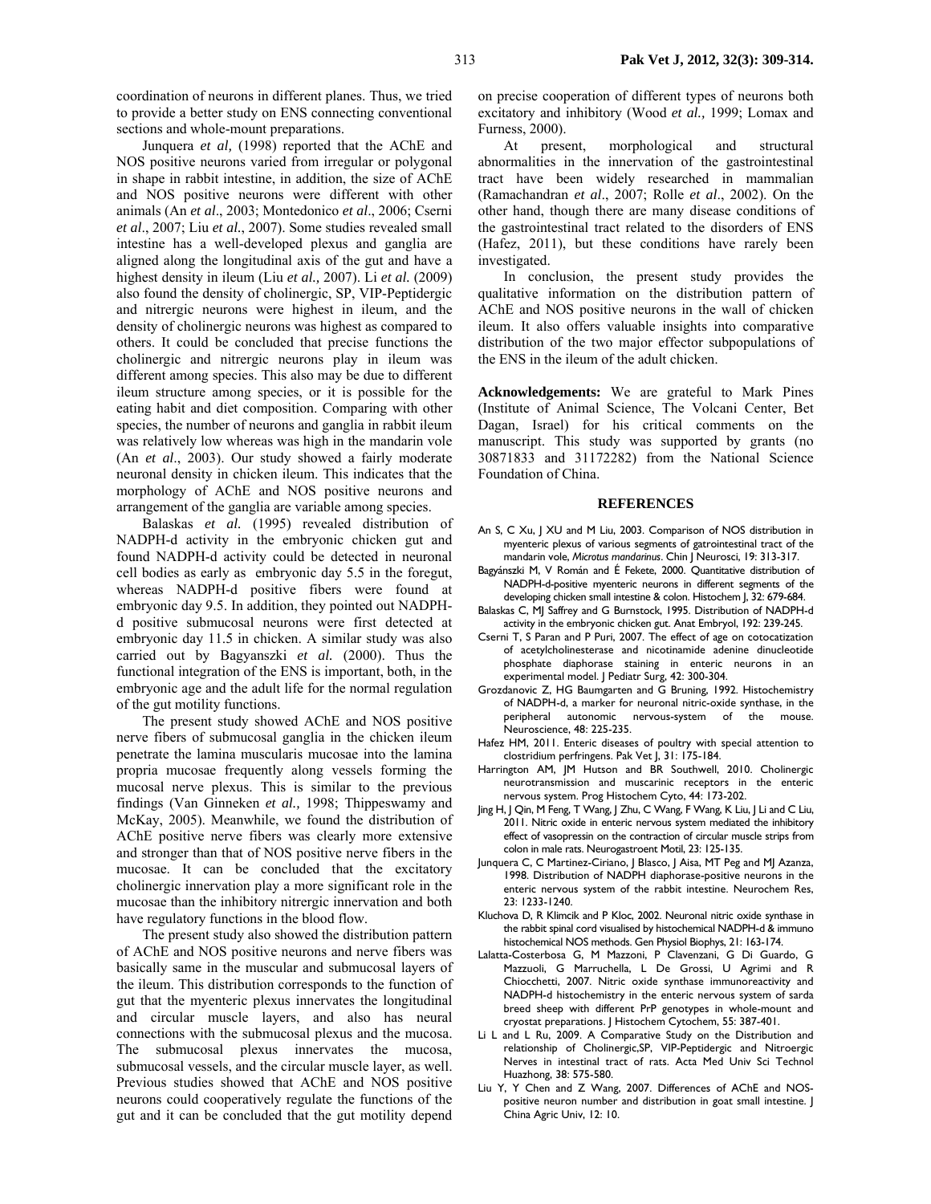coordination of neurons in different planes. Thus, we tried to provide a better study on ENS connecting conventional sections and whole-mount preparations.

Junquera *et al,* (1998) reported that the AChE and NOS positive neurons varied from irregular or polygonal in shape in rabbit intestine, in addition, the size of AChE and NOS positive neurons were different with other animals (An *et al*., 2003; Montedonico *et al*., 2006; Cserni *et al*., 2007; Liu *et al*., 2007). Some studies revealed small intestine has a well-developed plexus and ganglia are aligned along the longitudinal axis of the gut and have a highest density in ileum (Liu *et al.,* 2007). Li *et al.* (2009) also found the density of cholinergic, SP, VIP-Peptidergic and nitrergic neurons were highest in ileum, and the density of cholinergic neurons was highest as compared to others. It could be concluded that precise functions the cholinergic and nitrergic neurons play in ileum was different among species. This also may be due to different ileum structure among species, or it is possible for the eating habit and diet composition. Comparing with other species, the number of neurons and ganglia in rabbit ileum was relatively low whereas was high in the mandarin vole (An *et al*., 2003). Our study showed a fairly moderate neuronal density in chicken ileum. This indicates that the morphology of AChE and NOS positive neurons and arrangement of the ganglia are variable among species.

Balaskas *et al.* (1995) revealed distribution of NADPH-d activity in the embryonic chicken gut and found NADPH-d activity could be detected in neuronal cell bodies as early as embryonic day 5.5 in the foregut, whereas NADPH-d positive fibers were found at embryonic day 9.5. In addition, they pointed out NADPH-d positive submucosal neurons were first detected at embryonic day 11.5 in chicken. A similar study was also carried out by Bagyanszki *et al.* (2000). Thus the functional integration of the ENS is important, both, in the embryonic age and the adult life for the normal regulation of the gut motility functions.

The present study showed AChE and NOS positive nerve fibers of submucosal ganglia in the chicken ileum penetrate the lamina muscularis mucosae into the lamina propria mucosae frequently along vessels forming the mucosal nerve plexus. This is similar to the previous findings (Van Ginneken *et al.,* 1998; Thippeswamy and McKay, 2005). Meanwhile, we found the distribution of AChE positive nerve fibers was clearly more extensive and stronger than that of NOS positive nerve fibers in the mucosae. It can be concluded that the excitatory cholinergic innervation play a more significant role in the mucosae than the inhibitory nitrergic innervation and both have regulatory functions in the blood flow.

The present study also showed the distribution pattern of AChE and NOS positive neurons and nerve fibers was basically same in the muscular and submucosal layers of the ileum. This distribution corresponds to the function of gut that the myenteric plexus innervates the longitudinal and circular muscle layers, and also has neural connections with the submucosal plexus and the mucosa. The submucosal plexus innervates the mucosa, submucosal vessels, and the circular muscle layer, as well. Previous studies showed that AChE and NOS positive neurons could cooperatively regulate the functions of the gut and it can be concluded that the gut motility depend on precise cooperation of different types of neurons both excitatory and inhibitory (Wood *et al.,* 1999; Lomax and Furness, 2000).

At present, morphological and structural abnormalities in the innervation of the gastrointestinal tract have been widely researched in mammalian (Ramachandran *et al*., 2007; Rolle *et al*., 2002). On the other hand, though there are many disease conditions of the gastrointestinal tract related to the disorders of ENS (Hafez, 2011), but these conditions have rarely been investigated.

In conclusion, the present study provides the qualitative information on the distribution pattern of AChE and NOS positive neurons in the wall of chicken ileum. It also offers valuable insights into comparative distribution of the two major effector subpopulations of the ENS in the ileum of the adult chicken.

**Acknowledgements:** We are grateful to Mark Pines (Institute of Animal Science, The Volcani Center, Bet Dagan, Israel) for his critical comments on the manuscript. This study was supported by grants (no 30871833 and 31172282) from the National Science Foundation of China.

## REFERENCES

An S, C Xu, J XU and M Liu, 2003. Comparison of NOS distribution in myenteric plexus of various segments of gatrointestinal tract of the mandarin vole, *Microtus mandarinus*. Chin J Neurosci, 19: 313-317.

Bagyánszki M, V Román and É Fekete, 2000. Quantitative distribution of NADPH-d-positive myenteric neurons in different segments of the developing chicken small intestine & colon. Histochem J, 32: 679-684.

Balaskas C, MJ Saffrey and G Burnstock, 1995. Distribution of NADPH-d activity in the embryonic chicken gut. Anat Embryol, 192: 239-245.

Cserni T, S Paran and P Puri, 2007. The effect of age on cotocalization of acetylcholinesterase and nicotinamide adenine dinucleotide phosphate diaphorase staining in enteric neurons in an experimental model. J Pediatr Surg, 42: 300-304.

Grozdanovic Z, HG Baumgarten and G Bruning, 1992. Histochemistry of NADPH-d, a marker for neuronal nitric-oxide synthase, in the peripheral autonomic nervous-system of the mouse. Neuroscience, 48: 225-235.

Hafez HM, 2011. Enteric diseases of poultry with special attention to clostridium perfringens. Pak Vet J, 31: 175-184.

Harrington AM, JM Hutson and BR Southwell, 2010. Cholinergic neurotransmission and muscarinic receptors in the enteric nervous system. Prog Histochem Cyto, 44: 173-202.

Jing H, J Qin, M Feng, T Wang, J Zhu, C Wang, F Wang, K Liu, J Li and C Liu, 2011. Nitric oxide in enteric nervous system mediated the inhibitory effect of vasopressin on the contraction of circular muscle strips from colon in male rats. Neurogastroent Motil, 23: 125-135.

Junquera C, C Martinez-Ciriano, J Blasco, J Aisa, MT Peg and MJ Azanza, 1998. Distribution of NADPH diaphorase-positive neurons in the enteric nervous system of the rabbit intestine. Neurochem Res, 23: 1233-1240.

Kluchova D, R Klimcik and P Kloc, 2002. Neuronal nitric oxide synthase in the rabbit spinal cord visualised by histochemical NADPH-d & immuno histochemical NOS methods. Gen Physiol Biophys, 21: 163-174.

Lalatta-Costerbosa G, M Mazzoni, P Clavenzani, G Di Guardo, G Mazzuoli, G Marruchella, L De Grossi, U Agrimi and R Chiocchetti, 2007. Nitric oxide synthase immunoreactivity and NADPH-d histochemistry in the enteric nervous system of sarda breed sheep with different PrP genotypes in whole-mount and cryostat preparations. J Histochem Cytochem, 55: 387-401.

Li L and L Ru, 2009. A Comparative Study on the Distribution and relationship of Cholinergic,SP, VIP-Peptidergic and Nitroergic Nerves in intestinal tract of rats. Acta Med Univ Sci Technol Huazhong, 38: 575-580.

Liu Y, Y Chen and Z Wang, 2007. Differences of AChE and NOS-positive neuron number and distribution in goat small intestine. J China Agric Univ, 12: 10.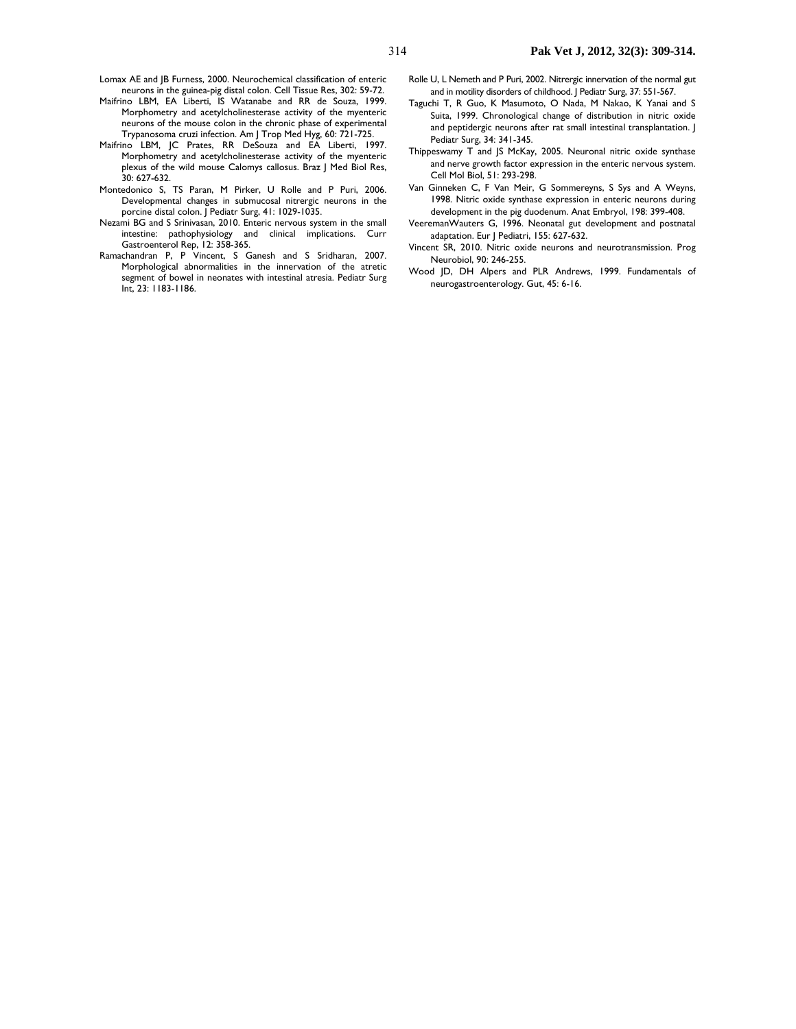Lomax AE and JB Furness, 2000. Neurochemical classification of enteric neurons in the guinea-pig distal colon. Cell Tissue Res, 302: 59-72.

Maifrino LBM, EA Liberti, IS Watanabe and RR de Souza, 1999. Morphometry and acetylcholinesterase activity of the myenteric neurons of the mouse colon in the chronic phase of experimental Trypanosoma cruzi infection. Am J Trop Med Hyg, 60: 721-725.

Maifrino LBM, JC Prates, RR DeSouza and EA Liberti, 1997. Morphometry and acetylcholinesterase activity of the myenteric plexus of the wild mouse Calomys callosus. Braz J Med Biol Res, 30: 627-632.

Montedonico S, TS Paran, M Pirker, U Rolle and P Puri, 2006. Developmental changes in submucosal nitrergic neurons in the porcine distal colon. J Pediatr Surg, 41: 1029-1035.

Nezami BG and S Srinivasan, 2010. Enteric nervous system in the small intestine: pathophysiology and clinical implications. Curr Gastroenterol Rep, 12: 358-365.

Ramachandran P, P Vincent, S Ganesh and S Sridharan, 2007. Morphological abnormalities in the innervation of the atretic segment of bowel in neonates with intestinal atresia. Pediatr Surg Int, 23: 1183-1186.

Rolle U, L Nemeth and P Puri, 2002. Nitrergic innervation of the normal gut and in motility disorders of childhood. J Pediatr Surg, 37: 551-567.

Taguchi T, R Guo, K Masumoto, O Nada, M Nakao, K Yanai and S Suita, 1999. Chronological change of distribution in nitric oxide and peptidergic neurons after rat small intestinal transplantation. J Pediatr Surg, 34: 341-345.

Thippeswamy T and JS McKay, 2005. Neuronal nitric oxide synthase and nerve growth factor expression in the enteric nervous system. Cell Mol Biol, 51: 293-298.

Van Ginneken C, F Van Meir, G Sommereyns, S Sys and A Weyns, 1998. Nitric oxide synthase expression in enteric neurons during development in the pig duodenum. Anat Embryol, 198: 399-408.

VeeremanWauters G, 1996. Neonatal gut development and postnatal adaptation. Eur J Pediatri, 155: 627-632.

Vincent SR, 2010. Nitric oxide neurons and neurotransmission. Prog Neurobiol, 90: 246-255.

Wood JD, DH Alpers and PLR Andrews, 1999. Fundamentals of neurogastroenterology. Gut, 45: 6-16.